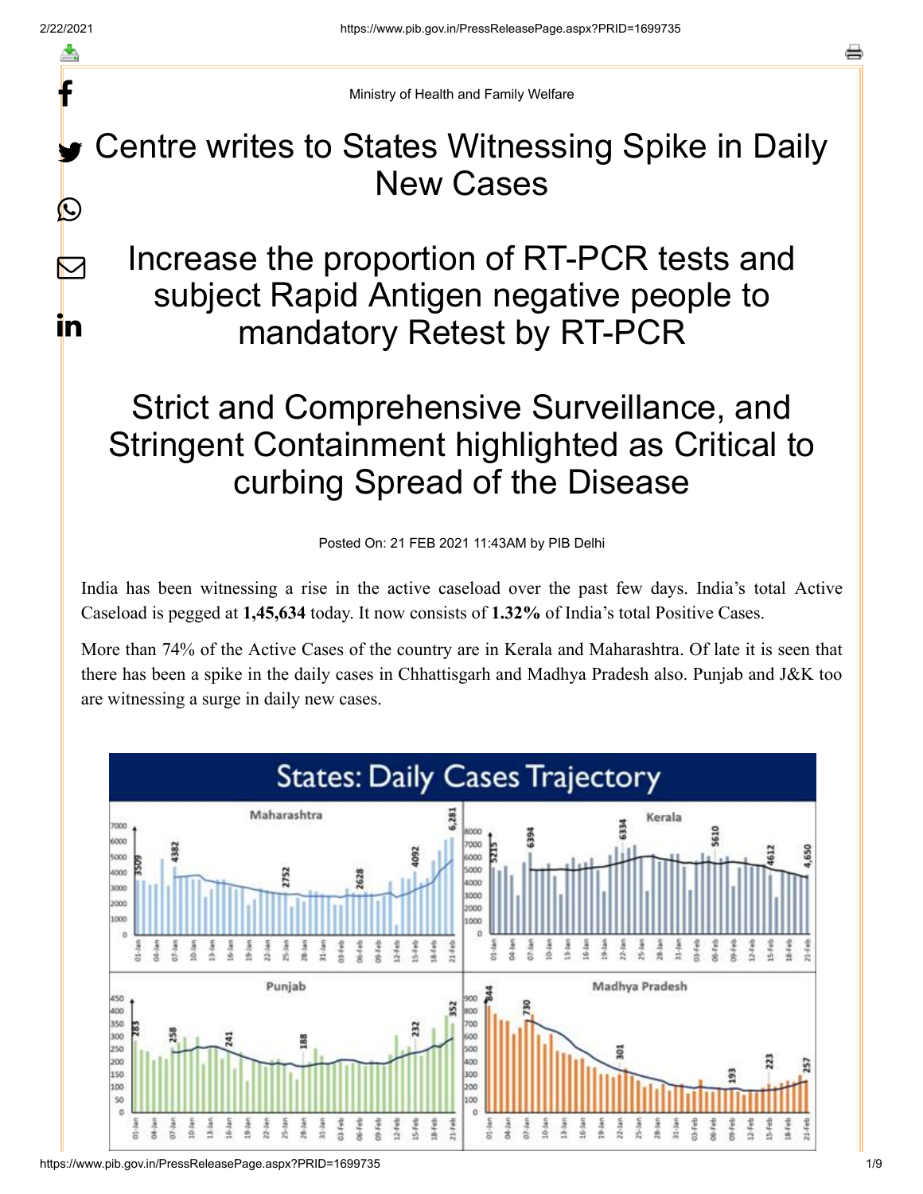Ministry of Health and Family Welfare

# Centre writes to States Witnessing Spike in Daily New Cases

## Increase the proportion of RT-PCR tests and subject Rapid Antigen negative people to mandatory Retest by RT-PCR

## Strict and Comprehensive Surveillance, and Stringent Containment highlighted as Critical to curbing Spread of the Disease

Posted On: 21 FEB 2021 11:43AM by PIB Delhi

India has been witnessing a rise in the active caseload over the past few days. India's total Active Caseload is pegged at **1,45,634** today. It now consists of **1.32%** of India's total Positive Cases.

More than 74% of the Active Cases of the country are in Kerala and Maharashtra. Of late it is seen that there has been a spike in the daily cases in Chhattisgarh and Madhya Pradesh also. Punjab and J&K too are witnessing a surge in daily new cases.

States: Daily Cases Trajectory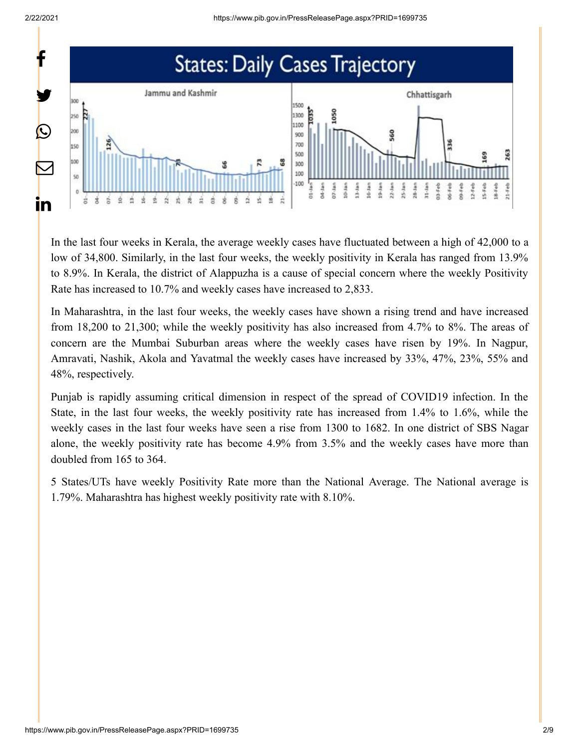In the last four weeks in Kerala, the average weekly cases have fluctuated between a high of 42,000 to a low of 34,800. Similarly, in the last four weeks, the weekly positivity in Kerala has ranged from 13.9% to 8.9%. In Kerala, the district of Alappuzha is a cause of special concern where the weekly Positivity Rate has increased to 10.7% and weekly cases have increased to 2,833.

In Maharashtra, in the last four weeks, the weekly cases have shown a rising trend and have increased from 18,200 to 21,300; while the weekly positivity has also increased from 4.7% to 8%. The areas of concern are the Mumbai Suburban areas where the weekly cases have risen by 19%. In Nagpur, Amravati, Nashik, Akola and Yavatmal the weekly cases have increased by 33%, 47%, 23%, 55% and 48%, respectively.

Punjab is rapidly assuming critical dimension in respect of the spread of COVID19 infection. In the State, in the last four weeks, the weekly positivity rate has increased from 1.4% to 1.6%, while the weekly cases in the last four weeks have seen a rise from 1300 to 1682. In one district of SBS Nagar alone, the weekly positivity rate has become 4.9% from 3.5% and the weekly cases have more than doubled from 165 to 364.

5 States/UTs have weekly Positivity Rate more than the National Average. The National average is 1.79%. Maharashtra has highest weekly positivity rate with 8.10%.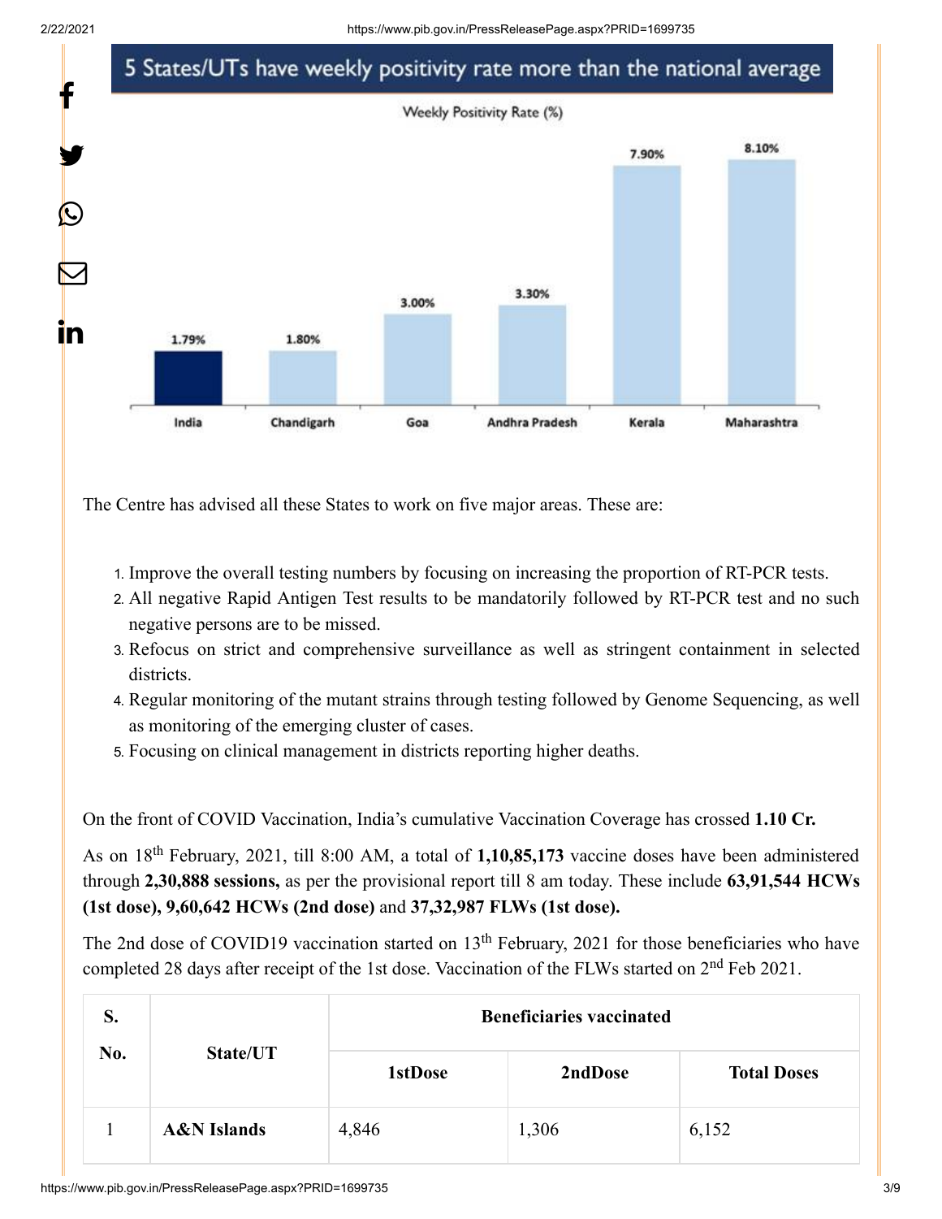## 5 States/UTs have weekly positivity rate more than the national average

Weekly Positivity Rate (%)

| India | Chandigarh | Goa | Andhra Pradesh | Kerala | Maharashtra |
|---|---|---|---|---|---|
| 1.79% | 1.80% | 3.00% | 3.30% | 7.90% | 8.10% |

The Centre has advised all these States to work on five major areas. These are:

1. Improve the overall testing numbers by focusing on increasing the proportion of RT-PCR tests.
2. All negative Rapid Antigen Test results to be mandatorily followed by RT-PCR test and no such negative persons are to be missed.
3. Refocus on strict and comprehensive surveillance as well as stringent containment in selected districts.
4. Regular monitoring of the mutant strains through testing followed by Genome Sequencing, as well as monitoring of the emerging cluster of cases.
5. Focusing on clinical management in districts reporting higher deaths.

On the front of COVID Vaccination, India's cumulative Vaccination Coverage has crossed **1.10 Cr.**

As on 18th February, 2021, till 8:00 AM, a total of **1,10,85,173** vaccine doses have been administered through **2,30,888 sessions,** as per the provisional report till 8 am today. These include **63,91,544 HCWs (1st dose), 9,60,642 HCWs (2nd dose)** and **37,32,987 FLWs (1st dose).**

The 2nd dose of COVID19 vaccination started on 13th February, 2021 for those beneficiaries who have completed 28 days after receipt of the 1st dose. Vaccination of the FLWs started on 2nd Feb 2021.

| S. No. | State/UT | Beneficiaries vaccinated | | |
|---|---|---|---|---|
| | | 1stDose | 2ndDose | Total Doses |
| 1 | **A&N Islands** | 4,846 | 1,306 | 6,152 |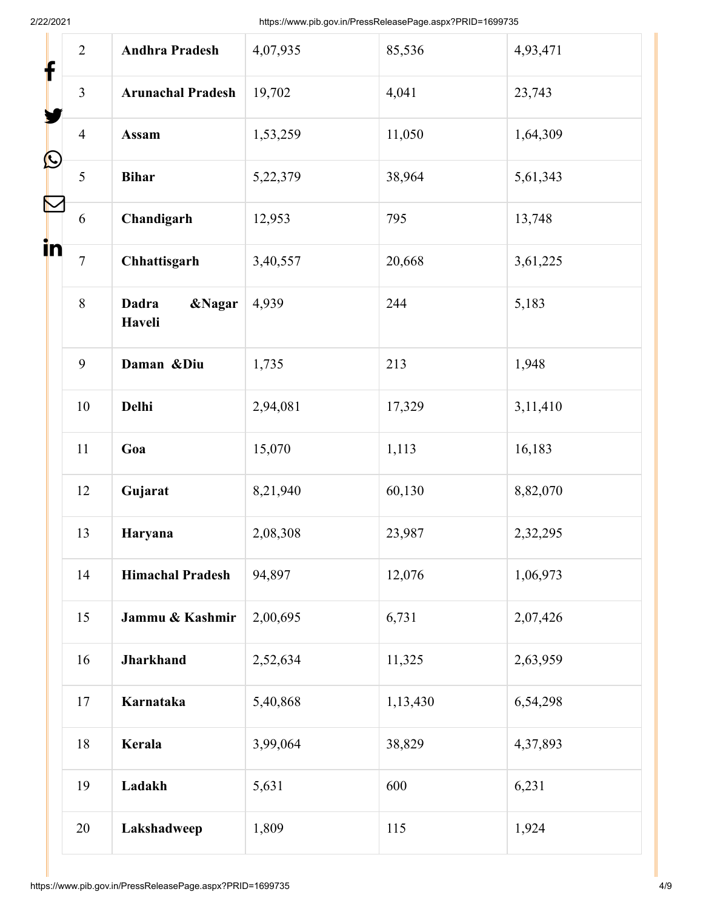| 2 | **Andhra Pradesh** | 4,07,935 | 85,536 | 4,93,471 |
|---|---|---|---|---|
| 3 | **Arunachal Pradesh** | 19,702 | 4,041 | 23,743 |
| 4 | **Assam** | 1,53,259 | 11,050 | 1,64,309 |
| 5 | **Bihar** | 5,22,379 | 38,964 | 5,61,343 |
| 6 | **Chandigarh** | 12,953 | 795 | 13,748 |
| 7 | **Chhattisgarh** | 3,40,557 | 20,668 | 3,61,225 |
| 8 | **Dadra &Nagar Haveli** | 4,939 | 244 | 5,183 |
| 9 | **Daman &Diu** | 1,735 | 213 | 1,948 |
| 10 | **Delhi** | 2,94,081 | 17,329 | 3,11,410 |
| 11 | **Goa** | 15,070 | 1,113 | 16,183 |
| 12 | **Gujarat** | 8,21,940 | 60,130 | 8,82,070 |
| 13 | **Haryana** | 2,08,308 | 23,987 | 2,32,295 |
| 14 | **Himachal Pradesh** | 94,897 | 12,076 | 1,06,973 |
| 15 | **Jammu & Kashmir** | 2,00,695 | 6,731 | 2,07,426 |
| 16 | **Jharkhand** | 2,52,634 | 11,325 | 2,63,959 |
| 17 | **Karnataka** | 5,40,868 | 1,13,430 | 6,54,298 |
| 18 | **Kerala** | 3,99,064 | 38,829 | 4,37,893 |
| 19 | **Ladakh** | 5,631 | 600 | 6,231 |
| 20 | **Lakshadweep** | 1,809 | 115 | 1,924 |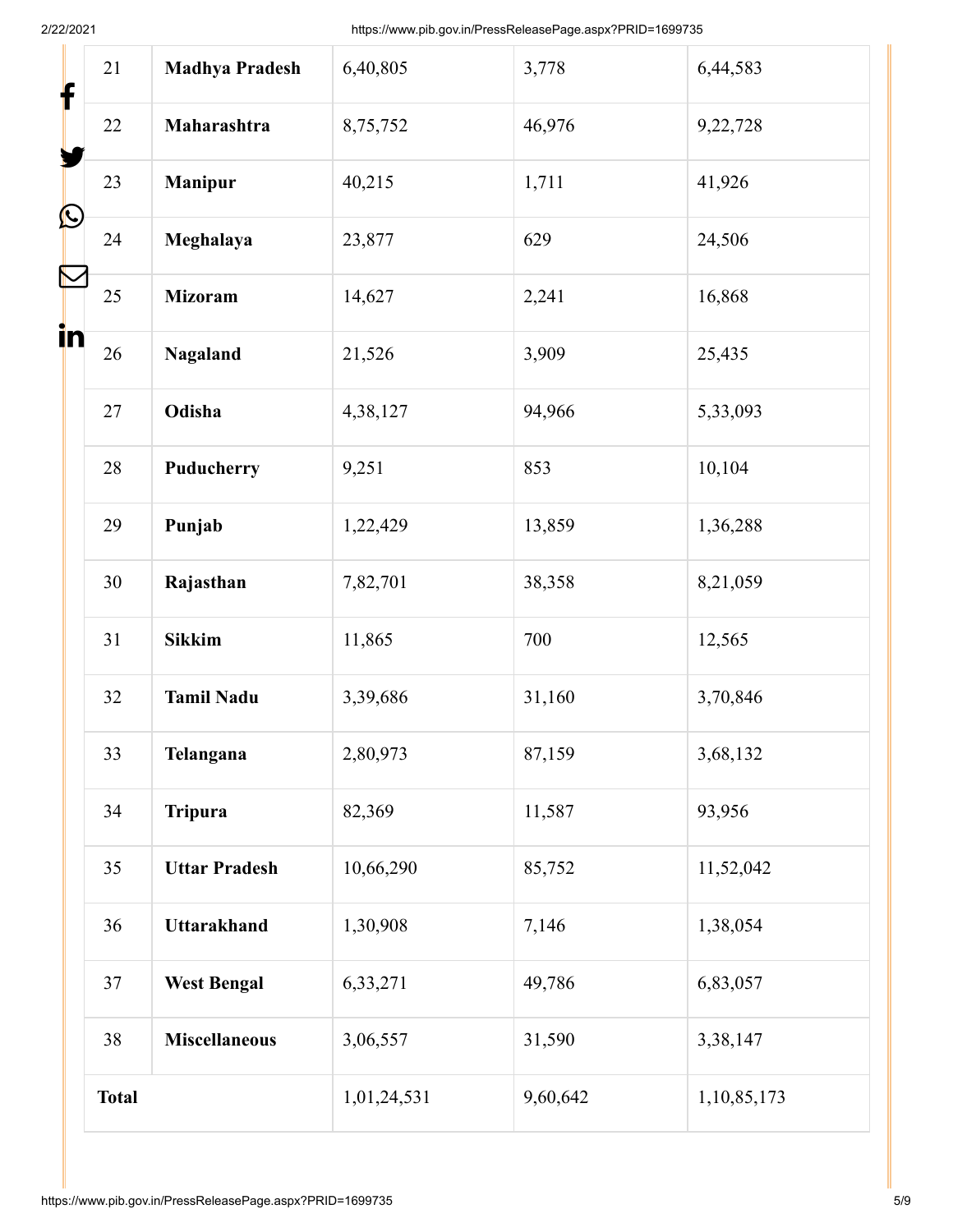| 21 | **Madhya Pradesh** | 6,40,805 | 3,778 | 6,44,583 |
|---|---|---|---|---|
| 22 | **Maharashtra** | 8,75,752 | 46,976 | 9,22,728 |
| 23 | **Manipur** | 40,215 | 1,711 | 41,926 |
| 24 | **Meghalaya** | 23,877 | 629 | 24,506 |
| 25 | **Mizoram** | 14,627 | 2,241 | 16,868 |
| 26 | **Nagaland** | 21,526 | 3,909 | 25,435 |
| 27 | **Odisha** | 4,38,127 | 94,966 | 5,33,093 |
| 28 | **Puducherry** | 9,251 | 853 | 10,104 |
| 29 | **Punjab** | 1,22,429 | 13,859 | 1,36,288 |
| 30 | **Rajasthan** | 7,82,701 | 38,358 | 8,21,059 |
| 31 | **Sikkim** | 11,865 | 700 | 12,565 |
| 32 | **Tamil Nadu** | 3,39,686 | 31,160 | 3,70,846 |
| 33 | **Telangana** | 2,80,973 | 87,159 | 3,68,132 |
| 34 | **Tripura** | 82,369 | 11,587 | 93,956 |
| 35 | **Uttar Pradesh** | 10,66,290 | 85,752 | 11,52,042 |
| 36 | **Uttarakhand** | 1,30,908 | 7,146 | 1,38,054 |
| 37 | **West Bengal** | 6,33,271 | 49,786 | 6,83,057 |
| 38 | **Miscellaneous** | 3,06,557 | 31,590 | 3,38,147 |
| **Total** | | 1,01,24,531 | 9,60,642 | 1,10,85,173 |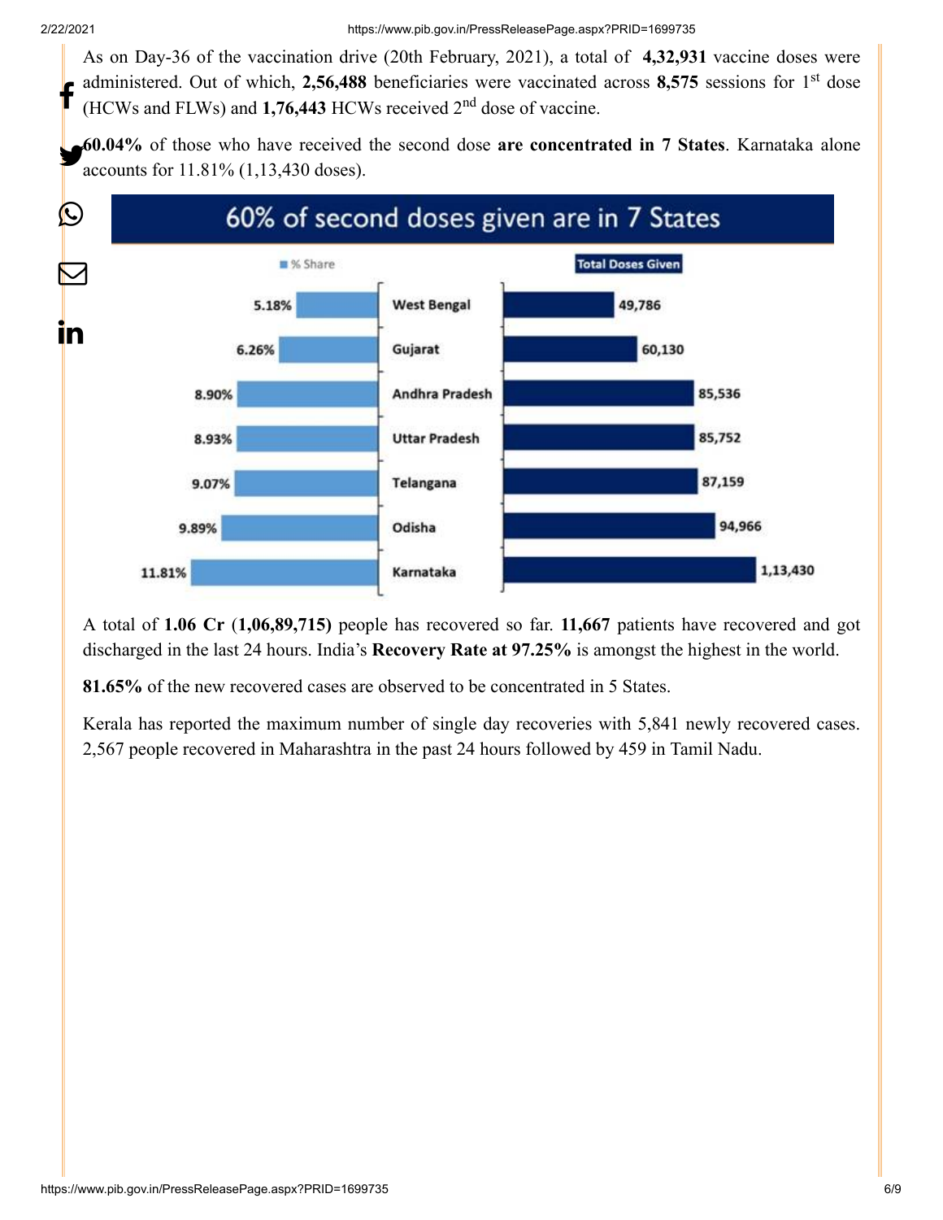As on Day-36 of the vaccination drive (20th February, 2021), a total of **4,32,931** vaccine doses were administered. Out of which, **2,56,488** beneficiaries were vaccinated across **8,575** sessions for 1st dose (HCWs and FLWs) and **1,76,443** HCWs received 2nd dose of vaccine.

**60.04%** of those who have received the second dose **are concentrated in 7 States**. Karnataka alone accounts for 11.81% (1,13,430 doses).

**60% of second doses given are in 7 States**

| State | % Share | Total Doses Given |
|---|---|---|
| West Bengal | 5.18% | 49,786 |
| Gujarat | 6.26% | 60,130 |
| Andhra Pradesh | 8.90% | 85,536 |
| Uttar Pradesh | 8.93% | 85,752 |
| Telangana | 9.07% | 87,159 |
| Odisha | 9.89% | 94,966 |
| Karnataka | 11.81% | 1,13,430 |

A total of **1.06 Cr** (**1,06,89,715)** people has recovered so far. **11,667** patients have recovered and got discharged in the last 24 hours. India's **Recovery Rate at 97.25%** is amongst the highest in the world.

**81.65%** of the new recovered cases are observed to be concentrated in 5 States.

Kerala has reported the maximum number of single day recoveries with 5,841 newly recovered cases. 2,567 people recovered in Maharashtra in the past 24 hours followed by 459 in Tamil Nadu.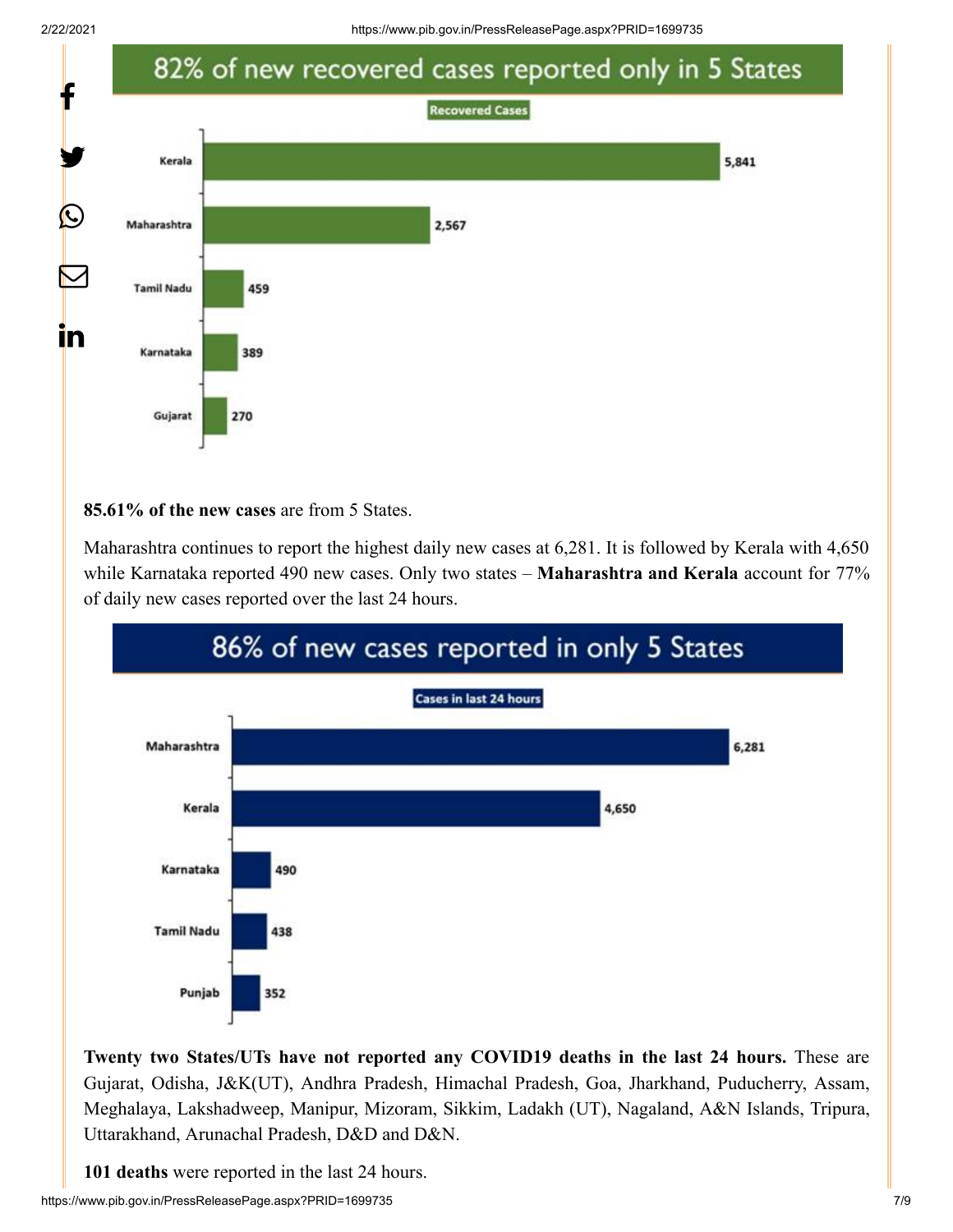## 82% of new recovered cases reported only in 5 States

**Recovered Cases**

| State | Recovered Cases |
|---|---|
| Kerala | 5,841 |
| Maharashtra | 2,567 |
| Tamil Nadu | 459 |
| Karnataka | 389 |
| Gujarat | 270 |

**85.61% of the new cases** are from 5 States.

Maharashtra continues to report the highest daily new cases at 6,281. It is followed by Kerala with 4,650 while Karnataka reported 490 new cases. Only two states – **Maharashtra and Kerala** account for 77% of daily new cases reported over the last 24 hours.

## 86% of new cases reported in only 5 States

**Cases in last 24 hours**

| State | Cases in last 24 hours |
|---|---|
| Maharashtra | 6,281 |
| Kerala | 4,650 |
| Karnataka | 490 |
| Tamil Nadu | 438 |
| Punjab | 352 |

**Twenty two States/UTs have not reported any COVID19 deaths in the last 24 hours.** These are Gujarat, Odisha, J&K(UT), Andhra Pradesh, Himachal Pradesh, Goa, Jharkhand, Puducherry, Assam, Meghalaya, Lakshadweep, Manipur, Mizoram, Sikkim, Ladakh (UT), Nagaland, A&N Islands, Tripura, Uttarakhand, Arunachal Pradesh, D&D and D&N.

**101 deaths** were reported in the last 24 hours.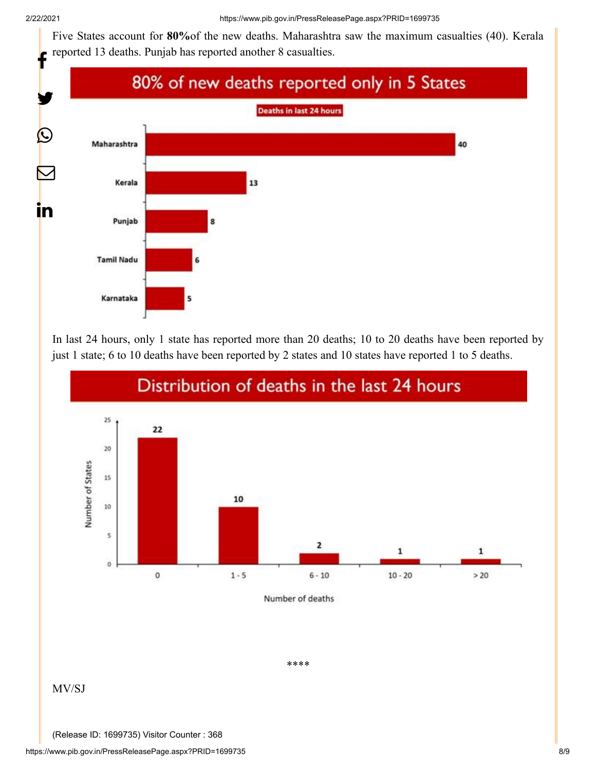Five States account for **80%** of the new deaths. Maharashtra saw the maximum casualties (40). Kerala reported 13 deaths. Punjab has reported another 8 casualties.

## 80% of new deaths reported only in 5 States

Deaths in last 24 hours

| State | Deaths |
|---|---|
| Maharashtra | 40 |
| Kerala | 13 |
| Punjab | 8 |
| Tamil Nadu | 6 |
| Karnataka | 5 |

In last 24 hours, only 1 state has reported more than 20 deaths; 10 to 20 deaths have been reported by just 1 state; 6 to 10 deaths have been reported by 2 states and 10 states have reported 1 to 5 deaths.

## Distribution of deaths in the last 24 hours

| Number of deaths | Number of States |
|---|---|
| 0 | 22 |
| 1 - 5 | 10 |
| 6 - 10 | 2 |
| 10 - 20 | 1 |
| > 20 | 1 |

****

MV/SJ

(Release ID: 1699735) Visitor Counter : 368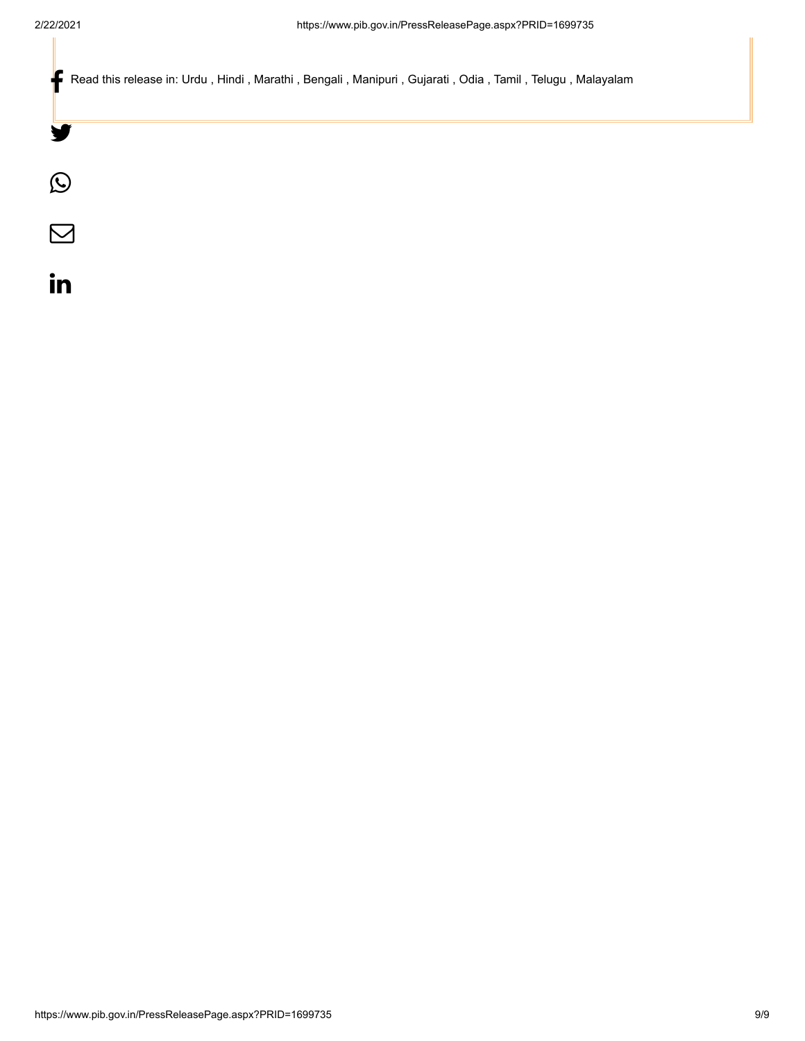Read this release in: Urdu , Hindi , Marathi , Bengali , Manipuri , Gujarati , Odia , Tamil , Telugu , Malayalam